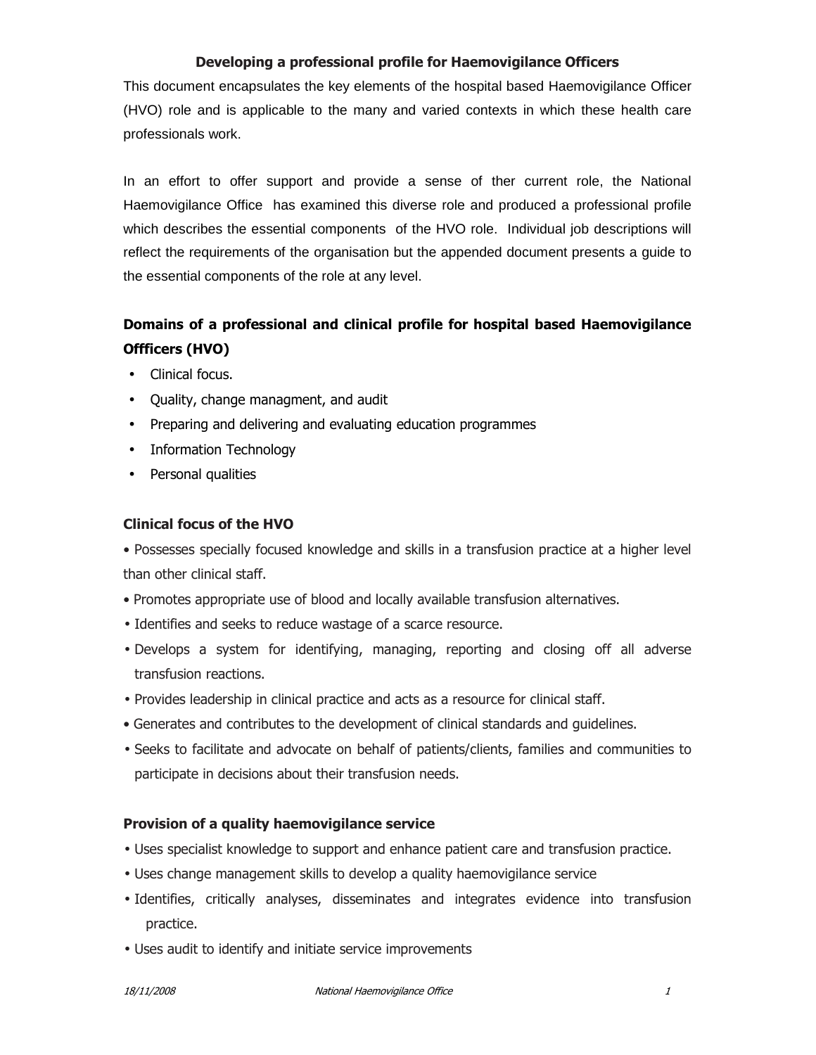# Developing a professional profile for Haemovigilance Officers

This document encapsulates the key elements of the hospital based Haemovigilance Officer (HVO) role and is applicable to the many and varied contexts in which these health care professionals work.

In an effort to offer support and provide a sense of ther current role, the National Haemovigilance Office has examined this diverse role and produced a professional profile which describes the essential components of the HVO role. Individual job descriptions will reflect the requirements of the organisation but the appended document presents a guide to the essential components of the role at any level.

## Domains of a professional and clinical profile for hospital based Haemovigilance Offficers (HVO)

- Clinical focus.
- Quality, change managment, and audit
- Preparing and delivering and evaluating education programmes
- Information Technology
- Personal qualities

### Clinical focus of the HVO

- Possesses specially focused knowledge and skills in a transfusion practice at a higher level than other clinical staff.
- Promotes appropriate use of blood and locally available transfusion alternatives.
- Identifies and seeks to reduce wastage of a scarce resource.
- Develops a system for identifying, managing, reporting and closing off all adverse transfusion reactions.
- Provides leadership in clinical practice and acts as a resource for clinical staff.
- Generates and contributes to the development of clinical standards and guidelines.
- Seeks to facilitate and advocate on behalf of patients/clients, families and communities to participate in decisions about their transfusion needs.

### Provision of a quality haemovigilance service

- Uses specialist knowledge to support and enhance patient care and transfusion practice.
- Uses change management skills to develop a quality haemovigilance service
- Identifies, critically analyses, disseminates and integrates evidence into transfusion practice.
- Uses audit to identify and initiate service improvements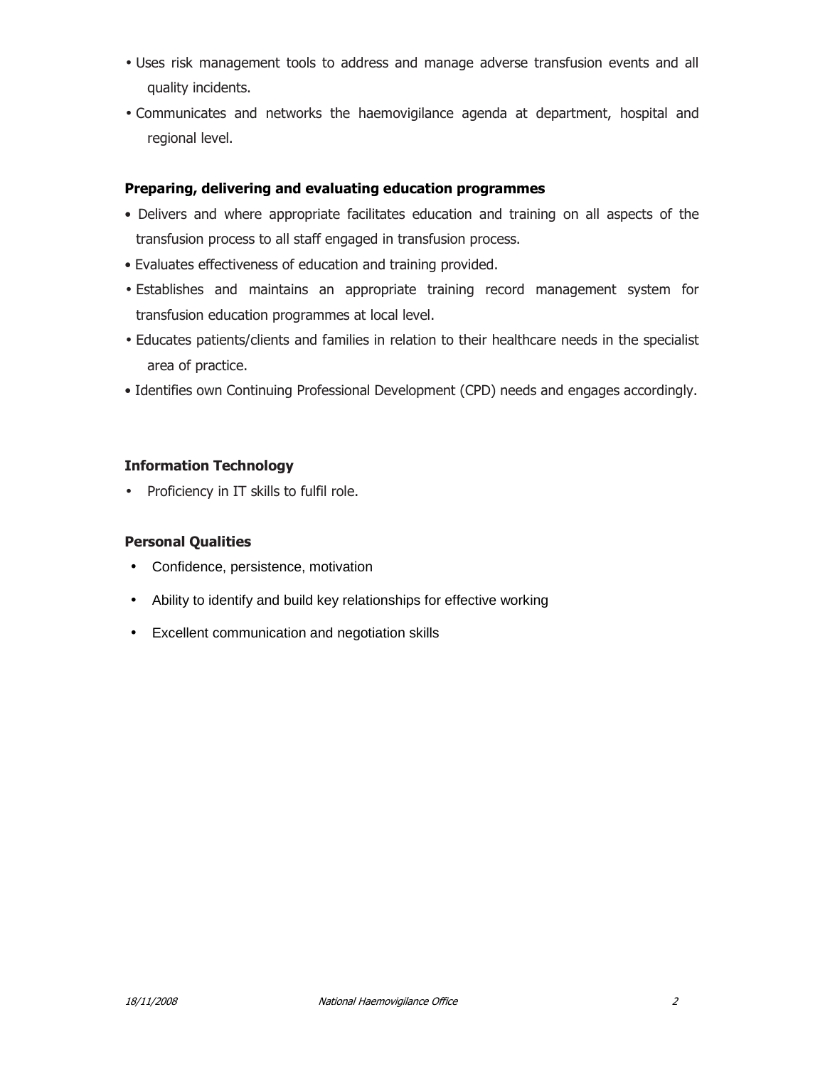- Uses risk management tools to address and manage adverse transfusion events and all quality incidents.
- Communicates and networks the haemovigilance agenda at department, hospital and regional level.

**Preparing, delivering and evaluating education programmes**

- Delivers and where appropriate facilitates education and training on all aspects of the transfusion process to all staff engaged in transfusion process.
- Evaluates effectiveness of education and training provided.
- Establishes and maintains an appropriate training record management system for transfusion education programmes at local level.
- Educates patients/clients and families in relation to their healthcare needs in the specialist area of practice.
- Identifies own Continuing Professional Development (CPD) needs and engages accordingly.

**Information Technology**

- Proficiency in IT skills to fulfil role.

**Personal Qualities**

- Confidence, persistence, motivation
- Ability to identify and build key relationships for effective working
- Excellent communication and negotiation skills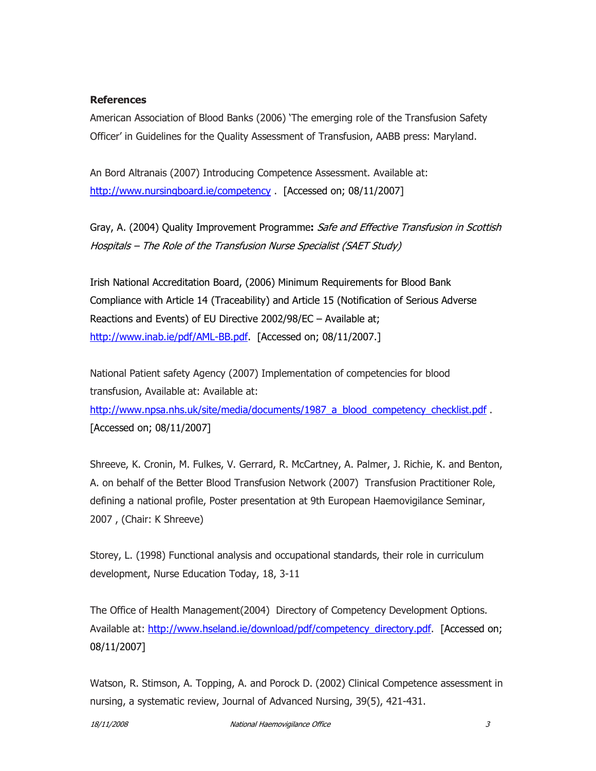**References**

American Association of Blood Banks (2006) 'The emerging role of the Transfusion Safety Officer' in Guidelines for the Quality Assessment of Transfusion, AABB press: Maryland.

An Bord Altranais (2007) Introducing Competence Assessment. Available at: http://www.nursingboard.ie/competency . [Accessed on; 08/11/2007]

Gray, A. (2004) Quality Improvement Programme**:** *Safe and Effective Transfusion in Scottish Hospitals – The Role of the Transfusion Nurse Specialist (SAET Study)*

Irish National Accreditation Board, (2006) Minimum Requirements for Blood Bank Compliance with Article 14 (Traceability) and Article 15 (Notification of Serious Adverse Reactions and Events) of EU Directive 2002/98/EC – Available at; http://www.inab.ie/pdf/AML-BB.pdf. [Accessed on; 08/11/2007.]

National Patient safety Agency (2007) Implementation of competencies for blood transfusion, Available at: Available at: http://www.npsa.nhs.uk/site/media/documents/1987_a_blood_competency_checklist.pdf . [Accessed on; 08/11/2007]

Shreeve, K. Cronin, M. Fulkes, V. Gerrard, R. McCartney, A. Palmer, J. Richie, K. and Benton, A. on behalf of the Better Blood Transfusion Network (2007) Transfusion Practitioner Role, defining a national profile, Poster presentation at 9th European Haemovigilance Seminar, 2007 , (Chair: K Shreeve)

Storey, L. (1998) Functional analysis and occupational standards, their role in curriculum development, Nurse Education Today, 18, 3-11

The Office of Health Management(2004) Directory of Competency Development Options. Available at: http://www.hseland.ie/download/pdf/competency_directory.pdf. [Accessed on; 08/11/2007]

Watson, R. Stimson, A. Topping, A. and Porock D. (2002) Clinical Competence assessment in nursing, a systematic review, Journal of Advanced Nursing, 39(5), 421-431.